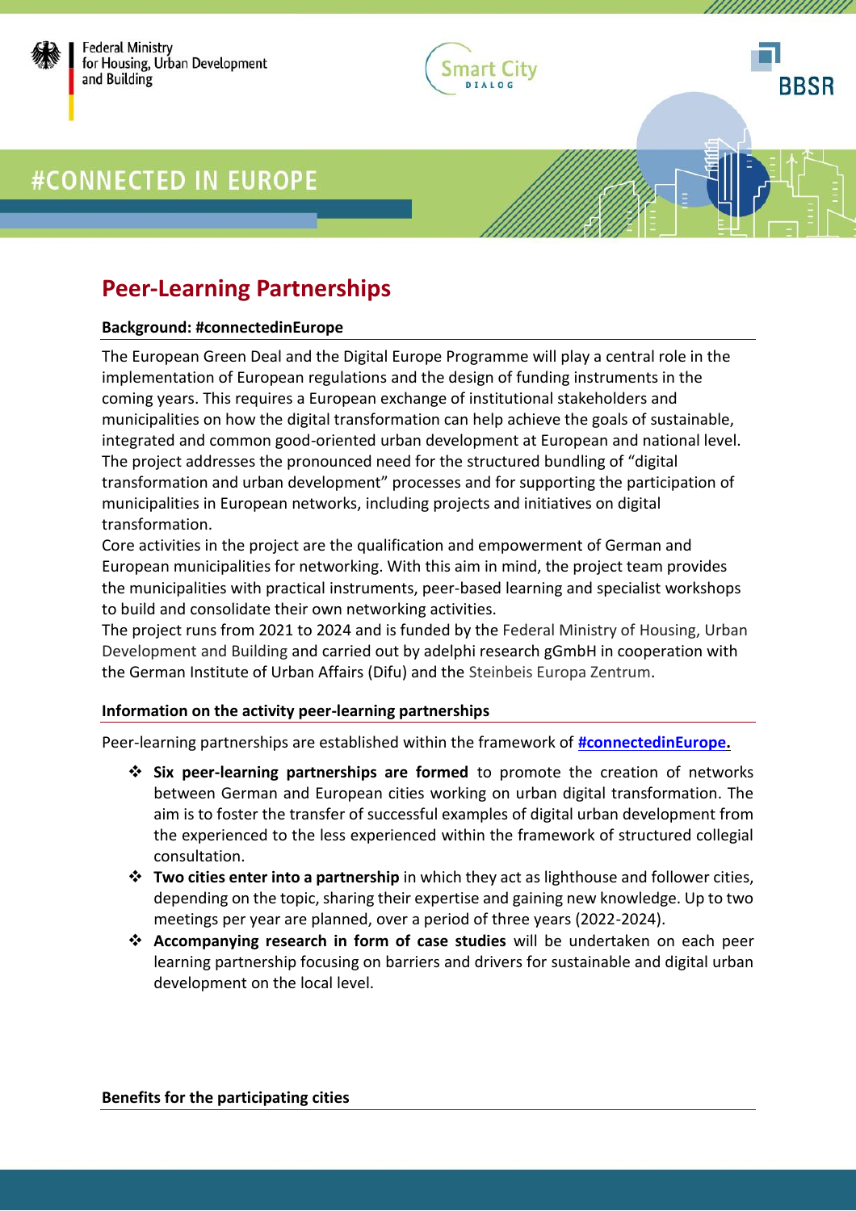Federal Ministry for Housing, Urban Development and Building

Smart City DIALOG

BBSR

# #CONNECTED IN EUROPE

## Peer-Learning Partnerships

### Background: #connectedinEurope

The European Green Deal and the Digital Europe Programme will play a central role in the implementation of European regulations and the design of funding instruments in the coming years. This requires a European exchange of institutional stakeholders and municipalities on how the digital transformation can help achieve the goals of sustainable, integrated and common good-oriented urban development at European and national level. The project addresses the pronounced need for the structured bundling of "digital transformation and urban development" processes and for supporting the participation of municipalities in European networks, including projects and initiatives on digital transformation.
Core activities in the project are the qualification and empowerment of German and European municipalities for networking. With this aim in mind, the project team provides the municipalities with practical instruments, peer-based learning and specialist workshops to build and consolidate their own networking activities.
The project runs from 2021 to 2024 and is funded by the Federal Ministry of Housing, Urban Development and Building and carried out by adelphi research gGmbH in cooperation with the German Institute of Urban Affairs (Difu) and the Steinbeis Europa Zentrum.

### Information on the activity peer-learning partnerships

Peer-learning partnerships are established within the framework of **#connectedinEurope.**

- **Six peer-learning partnerships are formed** to promote the creation of networks between German and European cities working on urban digital transformation. The aim is to foster the transfer of successful examples of digital urban development from the experienced to the less experienced within the framework of structured collegial consultation.
- **Two cities enter into a partnership** in which they act as lighthouse and follower cities, depending on the topic, sharing their expertise and gaining new knowledge. Up to two meetings per year are planned, over a period of three years (2022-2024).
- **Accompanying research in form of case studies** will be undertaken on each peer learning partnership focusing on barriers and drivers for sustainable and digital urban development on the local level.

### Benefits for the participating cities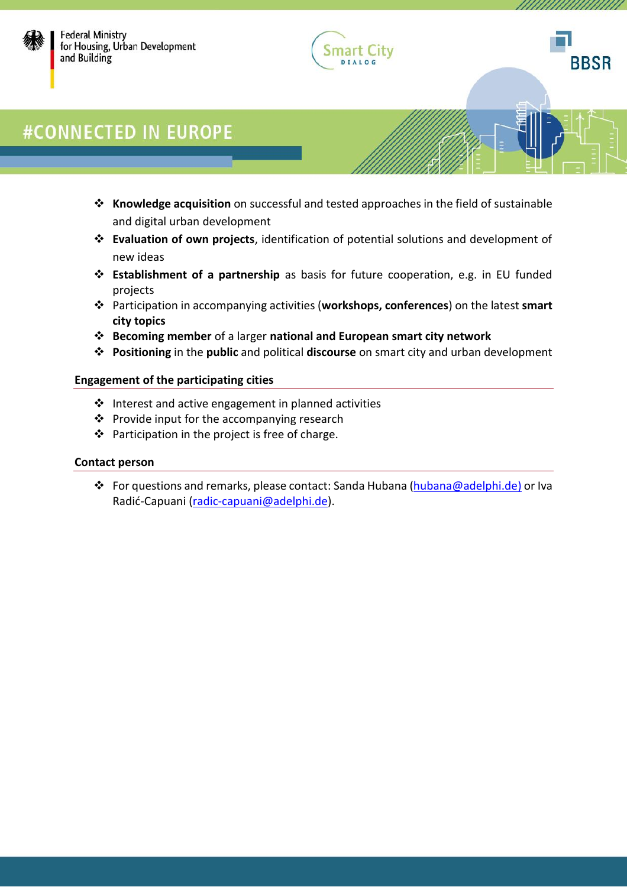- **Knowledge acquisition** on successful and tested approaches in the field of sustainable and digital urban development
- **Evaluation of own projects**, identification of potential solutions and development of new ideas
- **Establishment of a partnership** as basis for future cooperation, e.g. in EU funded projects
- Participation in accompanying activities (**workshops, conferences**) on the latest **smart city topics**
- **Becoming member** of a larger **national and European smart city network**
- **Positioning** in the **public** and political **discourse** on smart city and urban development

**Engagement of the participating cities**

- Interest and active engagement in planned activities
- Provide input for the accompanying research
- Participation in the project is free of charge.

**Contact person**

- For questions and remarks, please contact: Sanda Hubana (hubana@adelphi.de) or Iva Radić-Capuani (radic-capuani@adelphi.de).